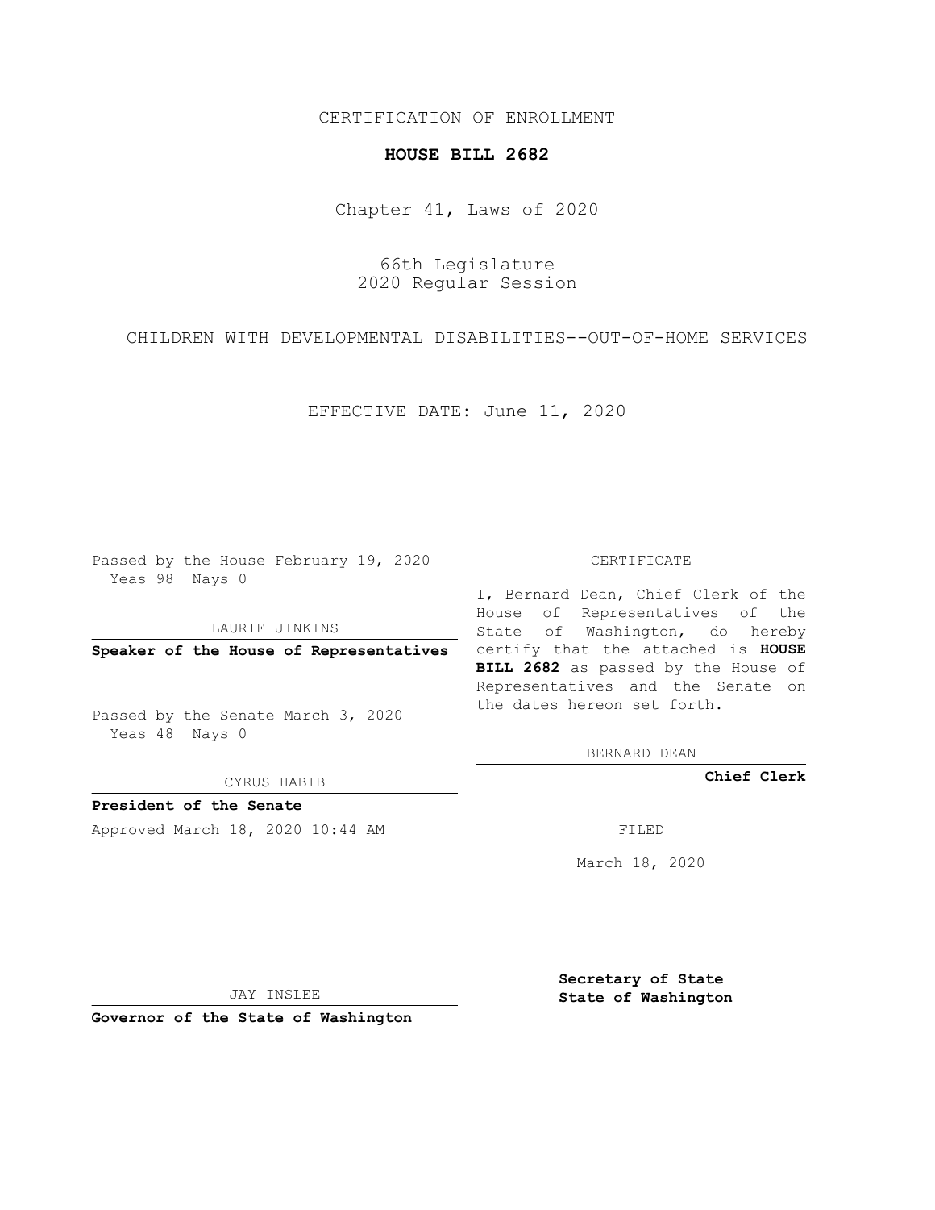CERTIFICATION OF ENROLLMENT

**HOUSE BILL 2682**

Chapter 41, Laws of 2020

66th Legislature
2020 Regular Session

CHILDREN WITH DEVELOPMENTAL DISABILITIES--OUT-OF-HOME SERVICES

EFFECTIVE DATE: June 11, 2020

Passed by the House February 19, 2020
Yeas 98 Nays 0

LAURIE JINKINS

**Speaker of the House of Representatives**

Passed by the Senate March 3, 2020
Yeas 48 Nays 0

CYRUS HABIB

**President of the Senate**

Approved March 18, 2020 10:44 AM

JAY INSLEE

**Governor of the State of Washington**

CERTIFICATE

I, Bernard Dean, Chief Clerk of the House of Representatives of the State of Washington, do hereby certify that the attached is **HOUSE BILL 2682** as passed by the House of Representatives and the Senate on the dates hereon set forth.

BERNARD DEAN

**Chief Clerk**

FILED

March 18, 2020

**Secretary of State**
**State of Washington**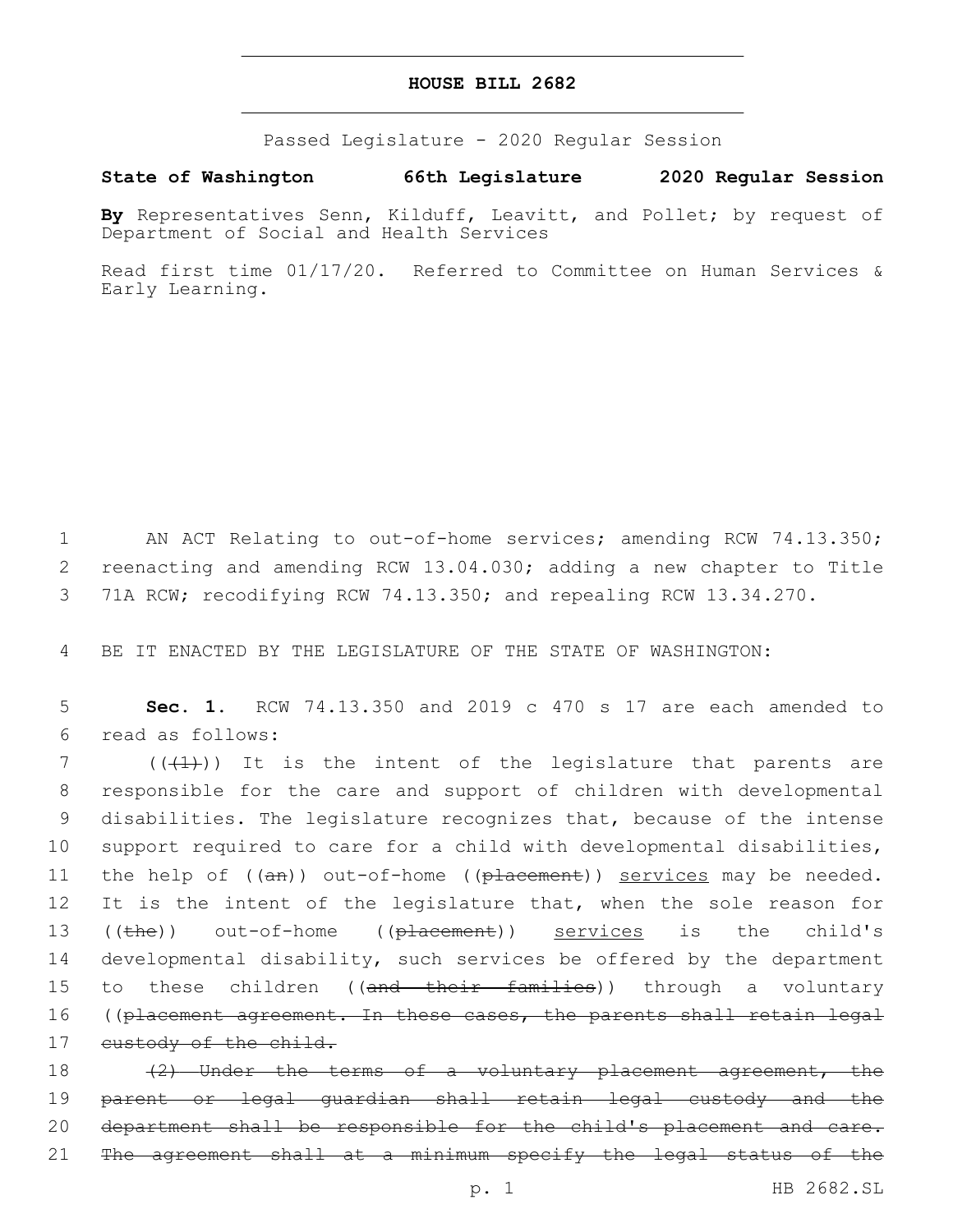**HOUSE BILL 2682**

Passed Legislature - 2020 Regular Session

**State of Washington 66th Legislature 2020 Regular Session**

**By** Representatives Senn, Kilduff, Leavitt, and Pollet; by request of Department of Social and Health Services

Read first time 01/17/20. Referred to Committee on Human Services & Early Learning.

AN ACT Relating to out-of-home services; amending RCW 74.13.350; reenacting and amending RCW 13.04.030; adding a new chapter to Title 71A RCW; recodifying RCW 74.13.350; and repealing RCW 13.34.270.

BE IT ENACTED BY THE LEGISLATURE OF THE STATE OF WASHINGTON:

**Sec. 1.** RCW 74.13.350 and 2019 c 470 s 17 are each amended to read as follows:

((~~(1)~~)) It is the intent of the legislature that parents are responsible for the care and support of children with developmental disabilities. The legislature recognizes that, because of the intense support required to care for a child with developmental disabilities, the help of ((~~an~~)) out-of-home ((~~placement~~)) <u>services</u> may be needed. It is the intent of the legislature that, when the sole reason for ((~~the~~)) out-of-home ((~~placement~~)) <u>services</u> is the child's developmental disability, such services be offered by the department to these children ((~~and their families~~)) through a voluntary ((~~placement agreement. In these cases, the parents shall retain legal custody of the child.~~

~~(2) Under the terms of a voluntary placement agreement, the parent or legal guardian shall retain legal custody and the department shall be responsible for the child's placement and care. The agreement shall at a minimum specify the legal status of the~~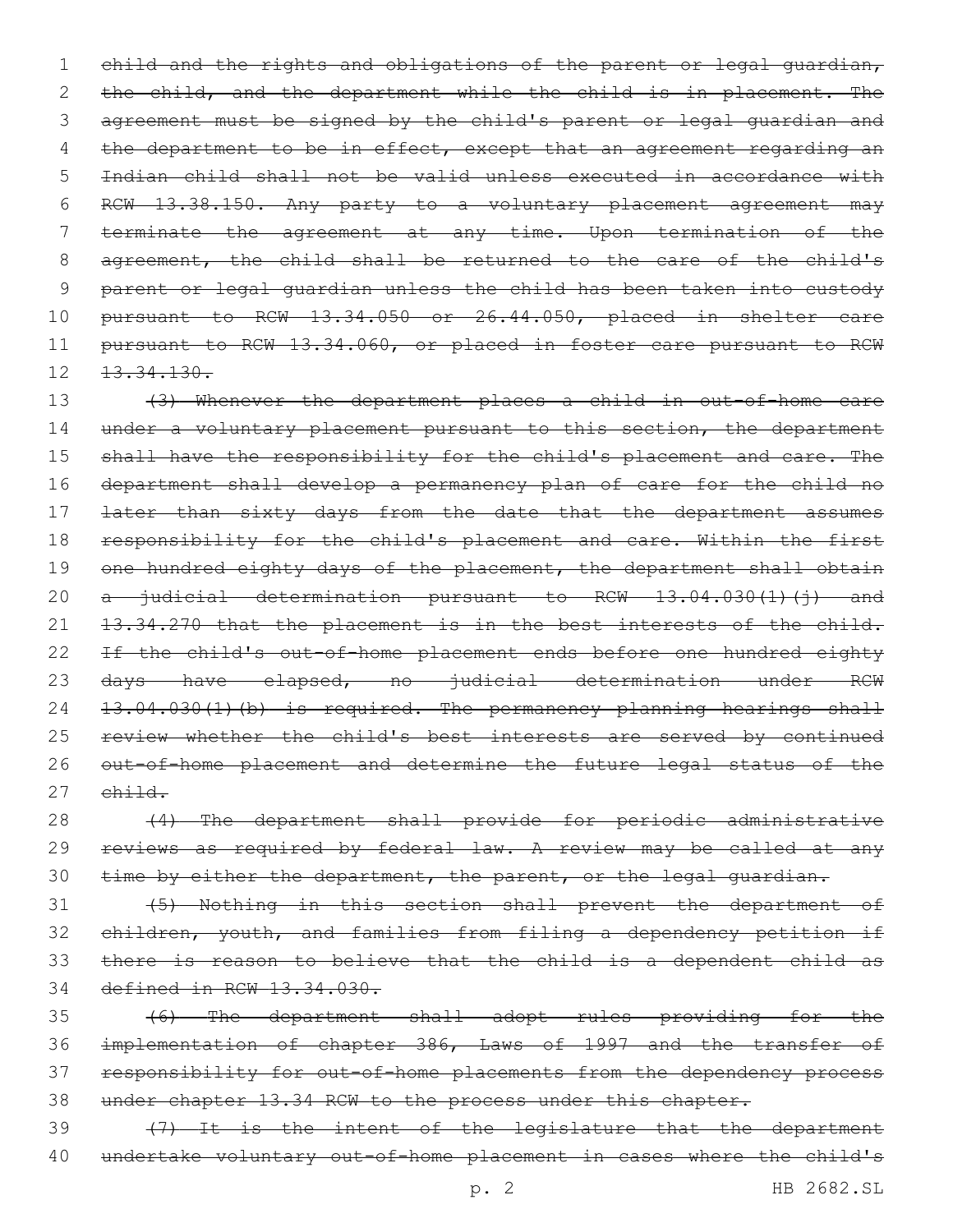~~child and the rights and obligations of the parent or legal guardian, the child, and the department while the child is in placement. The agreement must be signed by the child's parent or legal guardian and the department to be in effect, except that an agreement regarding an Indian child shall not be valid unless executed in accordance with RCW 13.38.150. Any party to a voluntary placement agreement may terminate the agreement at any time. Upon termination of the agreement, the child shall be returned to the care of the child's parent or legal guardian unless the child has been taken into custody pursuant to RCW 13.34.050 or 26.44.050, placed in shelter care pursuant to RCW 13.34.060, or placed in foster care pursuant to RCW 13.34.130.~~

~~(3) Whenever the department places a child in out-of-home care under a voluntary placement pursuant to this section, the department shall have the responsibility for the child's placement and care. The department shall develop a permanency plan of care for the child no later than sixty days from the date that the department assumes responsibility for the child's placement and care. Within the first one hundred eighty days of the placement, the department shall obtain a judicial determination pursuant to RCW 13.04.030(1)(j) and 13.34.270 that the placement is in the best interests of the child. If the child's out-of-home placement ends before one hundred eighty days have elapsed, no judicial determination under RCW 13.04.030(1)(b) is required. The permanency planning hearings shall review whether the child's best interests are served by continued out-of-home placement and determine the future legal status of the child.~~

~~(4) The department shall provide for periodic administrative reviews as required by federal law. A review may be called at any time by either the department, the parent, or the legal guardian.~~

~~(5) Nothing in this section shall prevent the department of children, youth, and families from filing a dependency petition if there is reason to believe that the child is a dependent child as defined in RCW 13.34.030.~~

~~(6) The department shall adopt rules providing for the implementation of chapter 386, Laws of 1997 and the transfer of responsibility for out-of-home placements from the dependency process under chapter 13.34 RCW to the process under this chapter.~~

~~(7) It is the intent of the legislature that the department undertake voluntary out-of-home placement in cases where the child's~~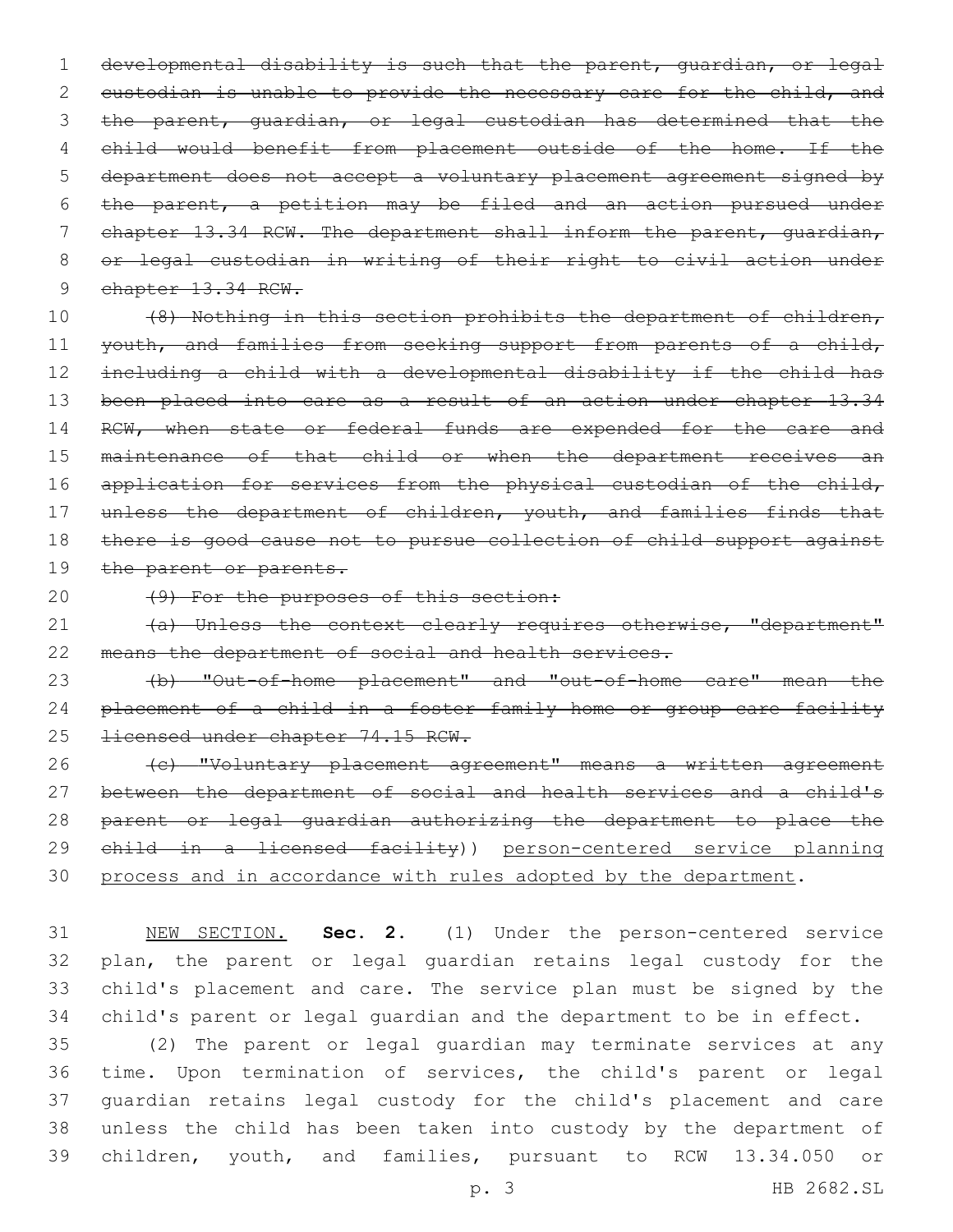~~developmental disability is such that the parent, guardian, or legal custodian is unable to provide the necessary care for the child, and the parent, guardian, or legal custodian has determined that the child would benefit from placement outside of the home. If the department does not accept a voluntary placement agreement signed by the parent, a petition may be filed and an action pursued under chapter 13.34 RCW. The department shall inform the parent, guardian, or legal custodian in writing of their right to civil action under chapter 13.34 RCW.~~

~~(8) Nothing in this section prohibits the department of children, youth, and families from seeking support from parents of a child, including a child with a developmental disability if the child has been placed into care as a result of an action under chapter 13.34 RCW, when state or federal funds are expended for the care and maintenance of that child or when the department receives an application for services from the physical custodian of the child, unless the department of children, youth, and families finds that there is good cause not to pursue collection of child support against the parent or parents.~~

~~(9) For the purposes of this section:~~

~~(a) Unless the context clearly requires otherwise, "department" means the department of social and health services.~~

~~(b) "Out-of-home placement" and "out-of-home care" mean the placement of a child in a foster family home or group care facility licensed under chapter 74.15 RCW.~~

~~(c) "Voluntary placement agreement" means a written agreement between the department of social and health services and a child's parent or legal guardian authorizing the department to place the child in a licensed facility~~)) <u>person-centered service planning process and in accordance with rules adopted by the department</u>.

<u>NEW SECTION.</u> **Sec. 2.** (1) Under the person-centered service plan, the parent or legal guardian retains legal custody for the child's placement and care. The service plan must be signed by the child's parent or legal guardian and the department to be in effect.

(2) The parent or legal guardian may terminate services at any time. Upon termination of services, the child's parent or legal guardian retains legal custody for the child's placement and care unless the child has been taken into custody by the department of children, youth, and families, pursuant to RCW 13.34.050 or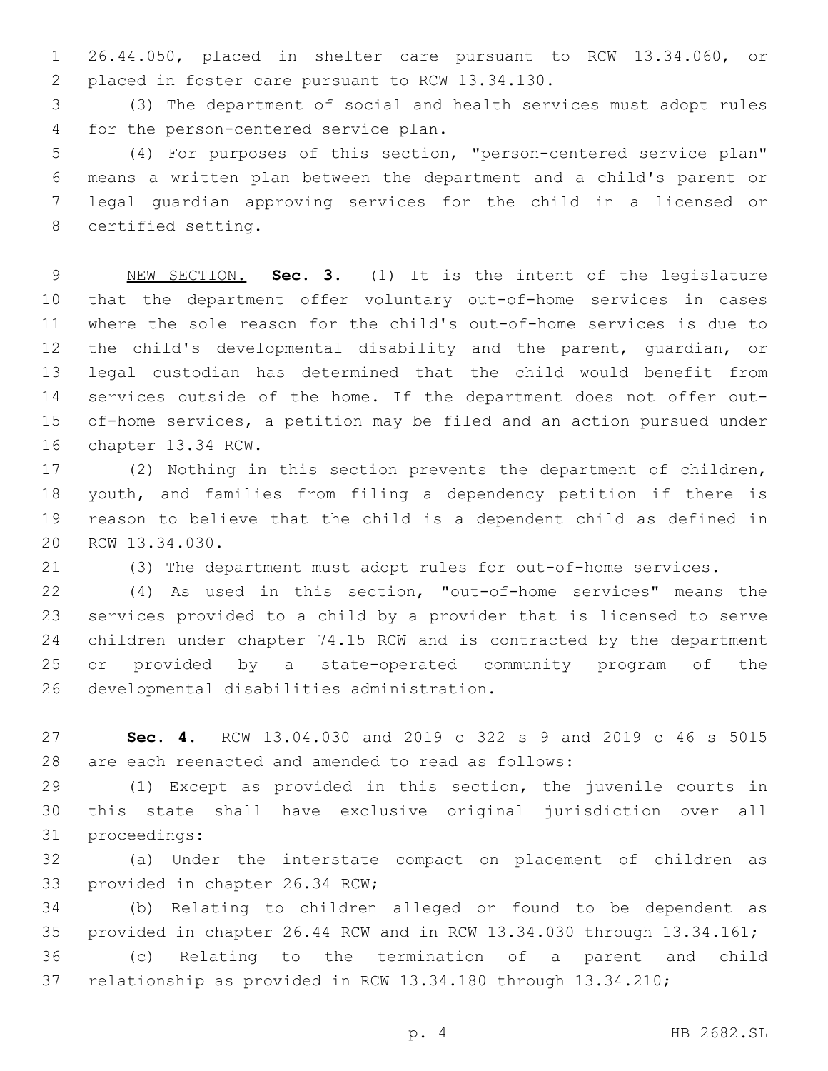26.44.050, placed in shelter care pursuant to RCW 13.34.060, or placed in foster care pursuant to RCW 13.34.130.

(3) The department of social and health services must adopt rules for the person-centered service plan.

(4) For purposes of this section, "person-centered service plan" means a written plan between the department and a child's parent or legal guardian approving services for the child in a licensed or certified setting.

NEW SECTION. **Sec. 3.** (1) It is the intent of the legislature that the department offer voluntary out-of-home services in cases where the sole reason for the child's out-of-home services is due to the child's developmental disability and the parent, guardian, or legal custodian has determined that the child would benefit from services outside of the home. If the department does not offer out-of-home services, a petition may be filed and an action pursued under chapter 13.34 RCW.

(2) Nothing in this section prevents the department of children, youth, and families from filing a dependency petition if there is reason to believe that the child is a dependent child as defined in RCW 13.34.030.

(3) The department must adopt rules for out-of-home services.

(4) As used in this section, "out-of-home services" means the services provided to a child by a provider that is licensed to serve children under chapter 74.15 RCW and is contracted by the department or provided by a state-operated community program of the developmental disabilities administration.

**Sec. 4.** RCW 13.04.030 and 2019 c 322 s 9 and 2019 c 46 s 5015 are each reenacted and amended to read as follows:

(1) Except as provided in this section, the juvenile courts in this state shall have exclusive original jurisdiction over all proceedings:

(a) Under the interstate compact on placement of children as provided in chapter 26.34 RCW;

(b) Relating to children alleged or found to be dependent as provided in chapter 26.44 RCW and in RCW 13.34.030 through 13.34.161;

(c) Relating to the termination of a parent and child relationship as provided in RCW 13.34.180 through 13.34.210;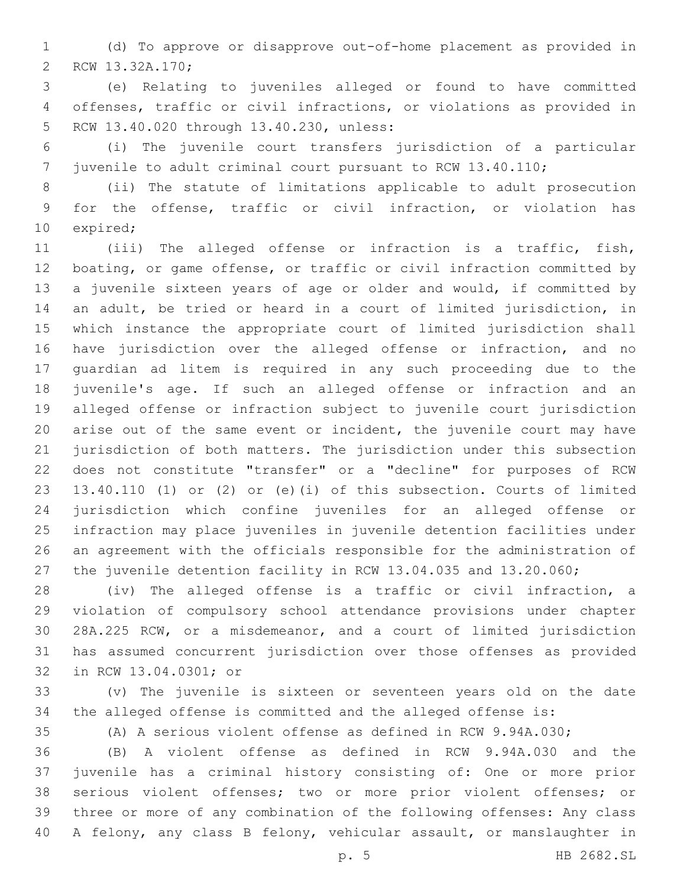(d) To approve or disapprove out-of-home placement as provided in RCW 13.32A.170;

(e) Relating to juveniles alleged or found to have committed offenses, traffic or civil infractions, or violations as provided in RCW 13.40.020 through 13.40.230, unless:

(i) The juvenile court transfers jurisdiction of a particular juvenile to adult criminal court pursuant to RCW 13.40.110;

(ii) The statute of limitations applicable to adult prosecution for the offense, traffic or civil infraction, or violation has expired;

(iii) The alleged offense or infraction is a traffic, fish, boating, or game offense, or traffic or civil infraction committed by a juvenile sixteen years of age or older and would, if committed by an adult, be tried or heard in a court of limited jurisdiction, in which instance the appropriate court of limited jurisdiction shall have jurisdiction over the alleged offense or infraction, and no guardian ad litem is required in any such proceeding due to the juvenile's age. If such an alleged offense or infraction and an alleged offense or infraction subject to juvenile court jurisdiction arise out of the same event or incident, the juvenile court may have jurisdiction of both matters. The jurisdiction under this subsection does not constitute "transfer" or a "decline" for purposes of RCW 13.40.110 (1) or (2) or (e)(i) of this subsection. Courts of limited jurisdiction which confine juveniles for an alleged offense or infraction may place juveniles in juvenile detention facilities under an agreement with the officials responsible for the administration of the juvenile detention facility in RCW 13.04.035 and 13.20.060;

(iv) The alleged offense is a traffic or civil infraction, a violation of compulsory school attendance provisions under chapter 28A.225 RCW, or a misdemeanor, and a court of limited jurisdiction has assumed concurrent jurisdiction over those offenses as provided in RCW 13.04.0301; or

(v) The juvenile is sixteen or seventeen years old on the date the alleged offense is committed and the alleged offense is:

(A) A serious violent offense as defined in RCW 9.94A.030;

(B) A violent offense as defined in RCW 9.94A.030 and the juvenile has a criminal history consisting of: One or more prior serious violent offenses; two or more prior violent offenses; or three or more of any combination of the following offenses: Any class A felony, any class B felony, vehicular assault, or manslaughter in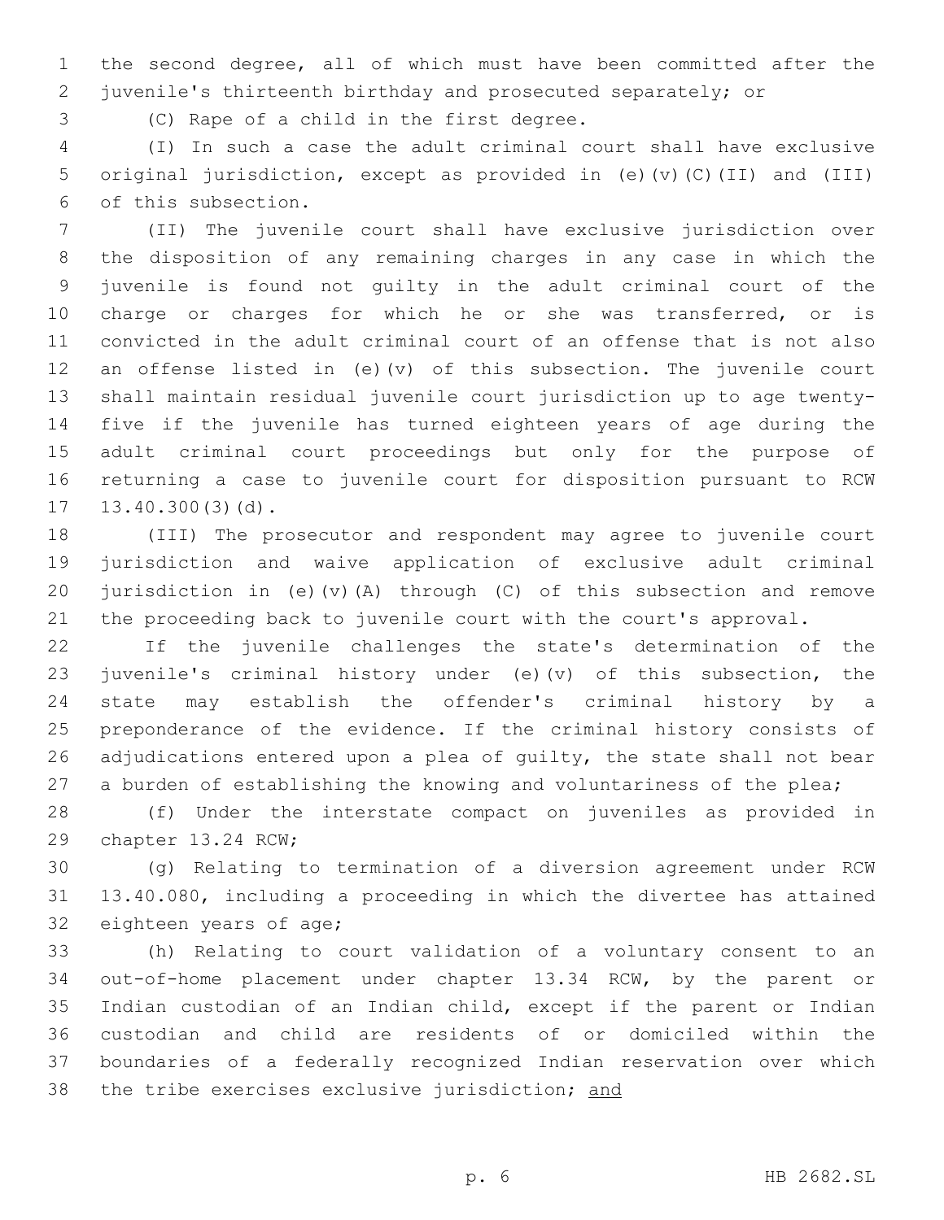the second degree, all of which must have been committed after the juvenile's thirteenth birthday and prosecuted separately; or

(C) Rape of a child in the first degree.

(I) In such a case the adult criminal court shall have exclusive original jurisdiction, except as provided in (e)(v)(C)(II) and (III) of this subsection.

(II) The juvenile court shall have exclusive jurisdiction over the disposition of any remaining charges in any case in which the juvenile is found not guilty in the adult criminal court of the charge or charges for which he or she was transferred, or is convicted in the adult criminal court of an offense that is not also an offense listed in (e)(v) of this subsection. The juvenile court shall maintain residual juvenile court jurisdiction up to age twenty-five if the juvenile has turned eighteen years of age during the adult criminal court proceedings but only for the purpose of returning a case to juvenile court for disposition pursuant to RCW 13.40.300(3)(d).

(III) The prosecutor and respondent may agree to juvenile court jurisdiction and waive application of exclusive adult criminal jurisdiction in (e)(v)(A) through (C) of this subsection and remove the proceeding back to juvenile court with the court's approval.

If the juvenile challenges the state's determination of the juvenile's criminal history under (e)(v) of this subsection, the state may establish the offender's criminal history by a preponderance of the evidence. If the criminal history consists of adjudications entered upon a plea of guilty, the state shall not bear a burden of establishing the knowing and voluntariness of the plea;

(f) Under the interstate compact on juveniles as provided in chapter 13.24 RCW;

(g) Relating to termination of a diversion agreement under RCW 13.40.080, including a proceeding in which the divertee has attained eighteen years of age;

(h) Relating to court validation of a voluntary consent to an out-of-home placement under chapter 13.34 RCW, by the parent or Indian custodian of an Indian child, except if the parent or Indian custodian and child are residents of or domiciled within the boundaries of a federally recognized Indian reservation over which the tribe exercises exclusive jurisdiction; <u>and</u>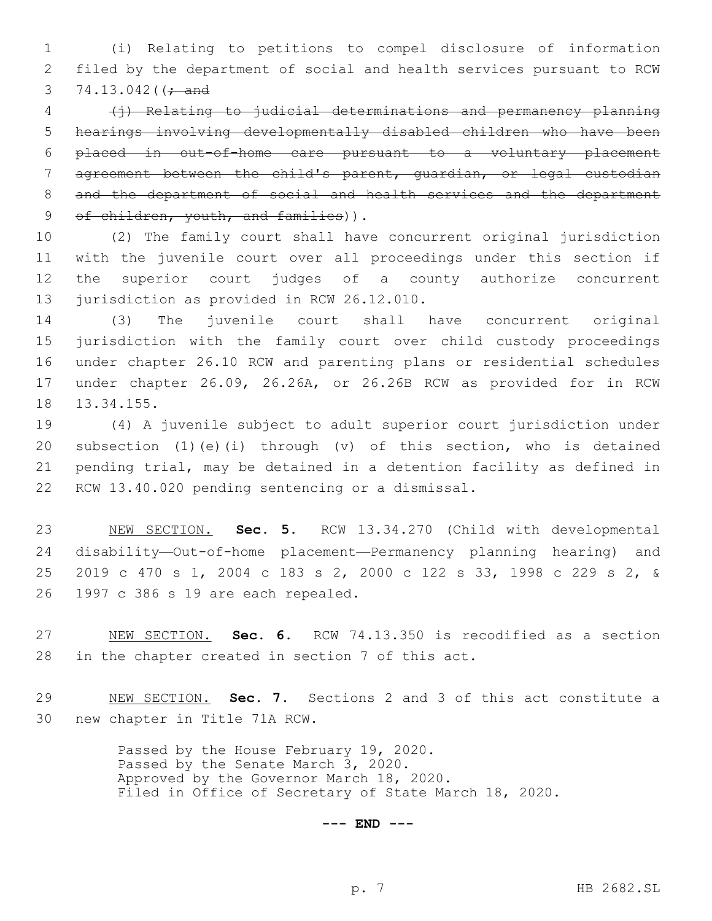(i) Relating to petitions to compel disclosure of information filed by the department of social and health services pursuant to RCW 74.13.042((; and

~~(j) Relating to judicial determinations and permanency planning hearings involving developmentally disabled children who have been placed in out-of-home care pursuant to a voluntary placement agreement between the child's parent, guardian, or legal custodian and the department of social and health services and the department of children, youth, and families~~)).

(2) The family court shall have concurrent original jurisdiction with the juvenile court over all proceedings under this section if the superior court judges of a county authorize concurrent jurisdiction as provided in RCW 26.12.010.

(3) The juvenile court shall have concurrent original jurisdiction with the family court over child custody proceedings under chapter 26.10 RCW and parenting plans or residential schedules under chapter 26.09, 26.26A, or 26.26B RCW as provided for in RCW 13.34.155.

(4) A juvenile subject to adult superior court jurisdiction under subsection (1)(e)(i) through (v) of this section, who is detained pending trial, may be detained in a detention facility as defined in RCW 13.40.020 pending sentencing or a dismissal.

NEW SECTION. **Sec. 5.** RCW 13.34.270 (Child with developmental disability—Out-of-home placement—Permanency planning hearing) and 2019 c 470 s 1, 2004 c 183 s 2, 2000 c 122 s 33, 1998 c 229 s 2, & 1997 c 386 s 19 are each repealed.

NEW SECTION. **Sec. 6.** RCW 74.13.350 is recodified as a section in the chapter created in section 7 of this act.

NEW SECTION. **Sec. 7.** Sections 2 and 3 of this act constitute a new chapter in Title 71A RCW.

Passed by the House February 19, 2020.
Passed by the Senate March 3, 2020.
Approved by the Governor March 18, 2020.
Filed in Office of Secretary of State March 18, 2020.

**--- END ---**